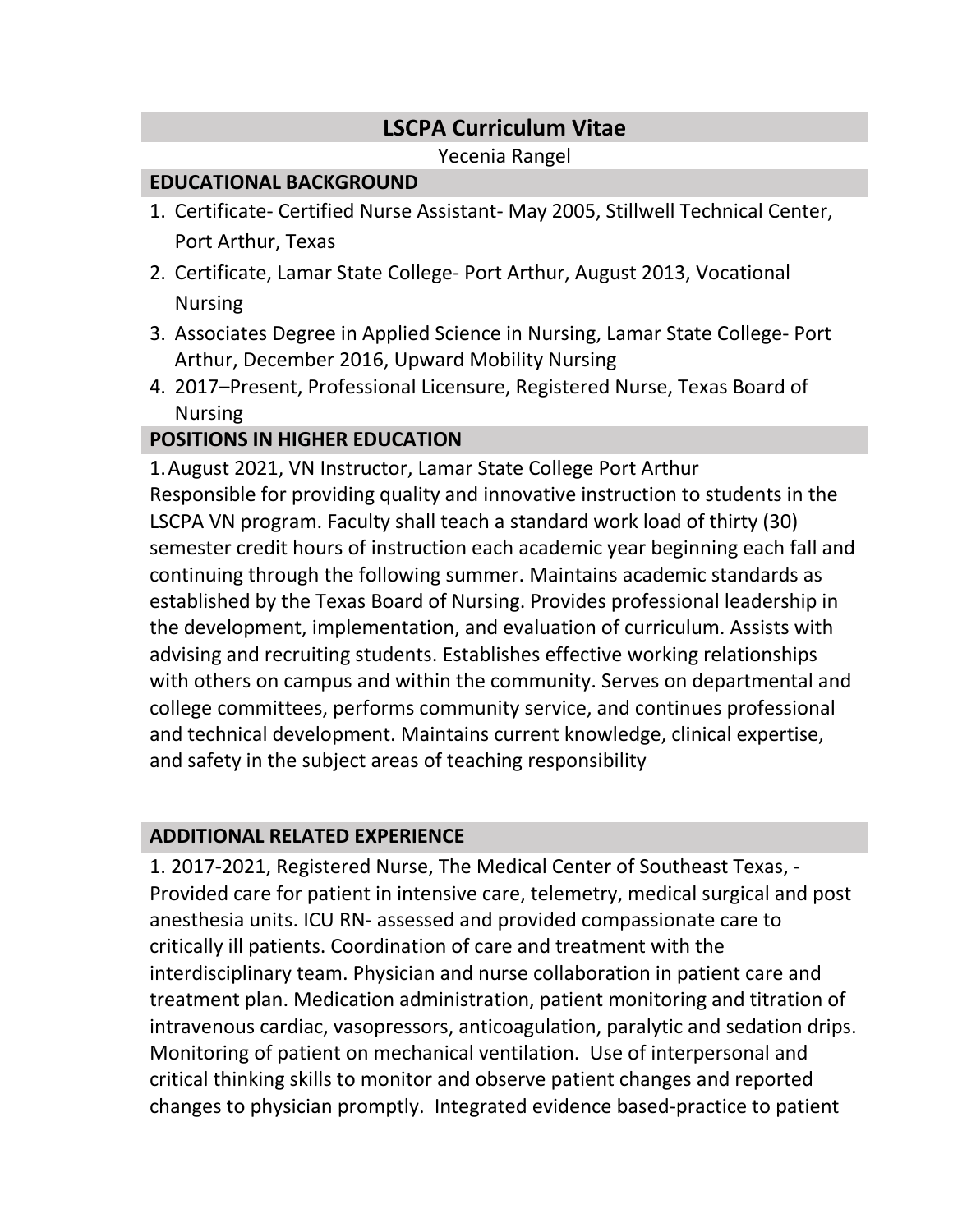# LSCPA Curriculum Vitae

Yecenia Rangel

## EDUCATIONAL BACKGROUND

1. Certificate- Certified Nurse Assistant- May 2005, Stillwell Technical Center, Port Arthur, Texas
2. Certificate, Lamar State College- Port Arthur, August 2013, Vocational Nursing
3. Associates Degree in Applied Science in Nursing, Lamar State College- Port Arthur, December 2016, Upward Mobility Nursing
4. 2017–Present, Professional Licensure, Registered Nurse, Texas Board of Nursing

## POSITIONS IN HIGHER EDUCATION

1. August 2021, VN Instructor, Lamar State College Port Arthur

Responsible for providing quality and innovative instruction to students in the LSCPA VN program. Faculty shall teach a standard work load of thirty (30) semester credit hours of instruction each academic year beginning each fall and continuing through the following summer. Maintains academic standards as established by the Texas Board of Nursing. Provides professional leadership in the development, implementation, and evaluation of curriculum. Assists with advising and recruiting students. Establishes effective working relationships with others on campus and within the community. Serves on departmental and college committees, performs community service, and continues professional and technical development. Maintains current knowledge, clinical expertise, and safety in the subject areas of teaching responsibility

## ADDITIONAL RELATED EXPERIENCE

1. 2017-2021, Registered Nurse, The Medical Center of Southeast Texas, - Provided care for patient in intensive care, telemetry, medical surgical and post anesthesia units. ICU RN- assessed and provided compassionate care to critically ill patients. Coordination of care and treatment with the interdisciplinary team. Physician and nurse collaboration in patient care and treatment plan. Medication administration, patient monitoring and titration of intravenous cardiac, vasopressors, anticoagulation, paralytic and sedation drips. Monitoring of patient on mechanical ventilation. Use of interpersonal and critical thinking skills to monitor and observe patient changes and reported changes to physician promptly. Integrated evidence based-practice to patient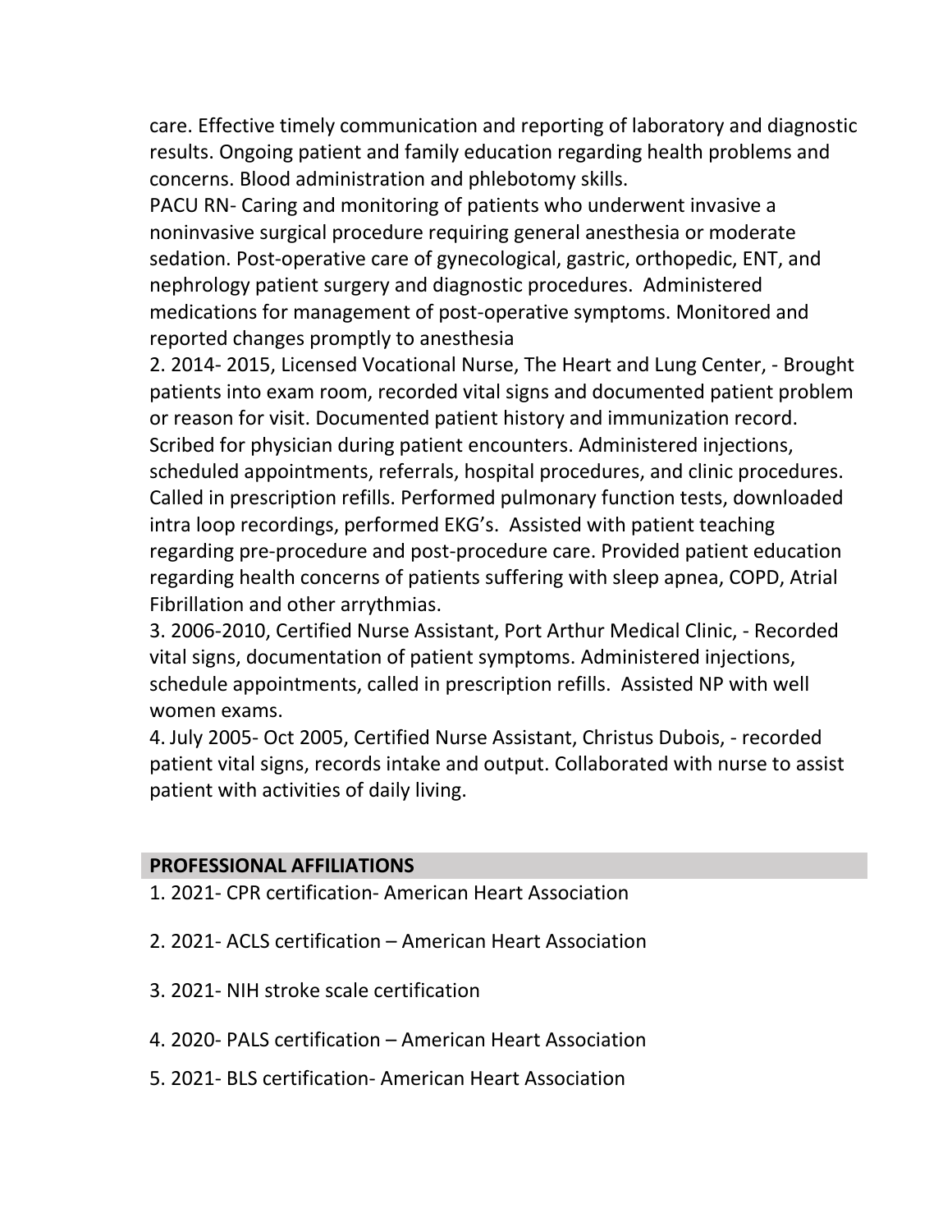care. Effective timely communication and reporting of laboratory and diagnostic results. Ongoing patient and family education regarding health problems and concerns. Blood administration and phlebotomy skills.

PACU RN- Caring and monitoring of patients who underwent invasive a noninvasive surgical procedure requiring general anesthesia or moderate sedation. Post-operative care of gynecological, gastric, orthopedic, ENT, and nephrology patient surgery and diagnostic procedures. Administered medications for management of post-operative symptoms. Monitored and reported changes promptly to anesthesia

2. 2014- 2015, Licensed Vocational Nurse, The Heart and Lung Center, - Brought patients into exam room, recorded vital signs and documented patient problem or reason for visit. Documented patient history and immunization record. Scribed for physician during patient encounters. Administered injections, scheduled appointments, referrals, hospital procedures, and clinic procedures. Called in prescription refills. Performed pulmonary function tests, downloaded intra loop recordings, performed EKG's. Assisted with patient teaching regarding pre-procedure and post-procedure care. Provided patient education regarding health concerns of patients suffering with sleep apnea, COPD, Atrial Fibrillation and other arrythmias.

3. 2006-2010, Certified Nurse Assistant, Port Arthur Medical Clinic, - Recorded vital signs, documentation of patient symptoms. Administered injections, schedule appointments, called in prescription refills. Assisted NP with well women exams.

4. July 2005- Oct 2005, Certified Nurse Assistant, Christus Dubois, - recorded patient vital signs, records intake and output. Collaborated with nurse to assist patient with activities of daily living.

## PROFESSIONAL AFFILIATIONS

1. 2021- CPR certification- American Heart Association

2. 2021- ACLS certification – American Heart Association

3. 2021- NIH stroke scale certification

4. 2020- PALS certification – American Heart Association

5. 2021- BLS certification- American Heart Association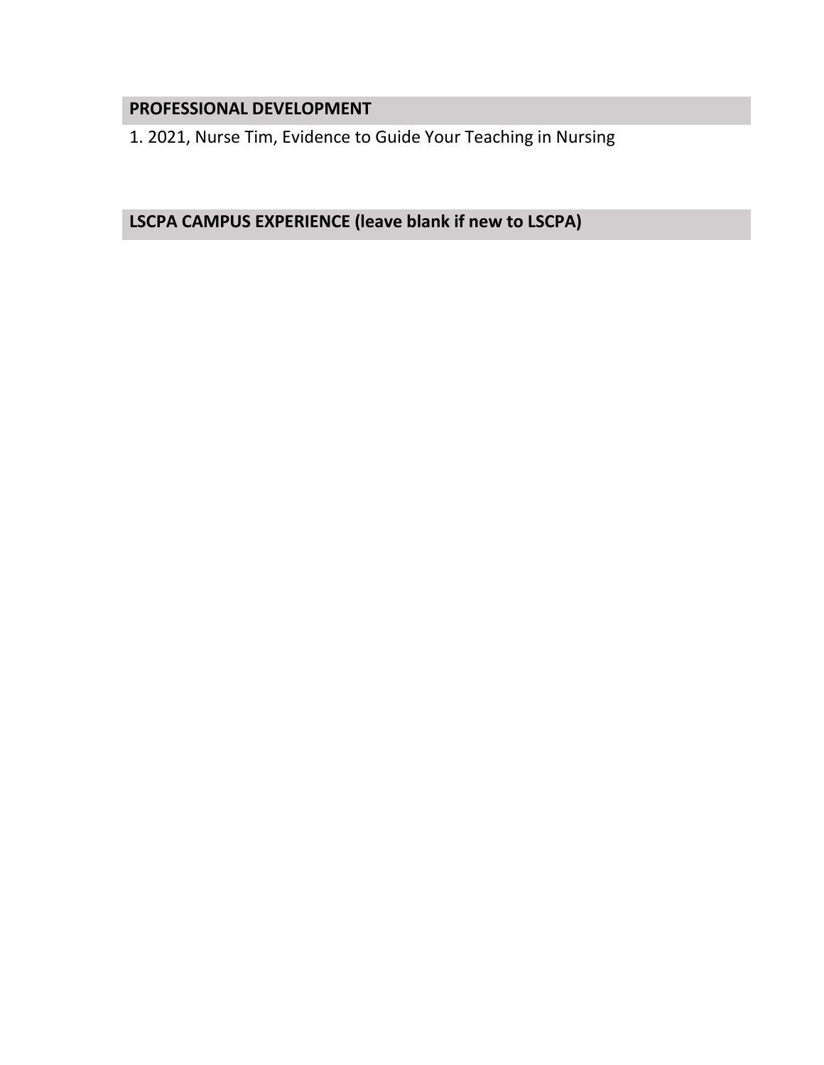## PROFESSIONAL DEVELOPMENT

1. 2021, Nurse Tim, Evidence to Guide Your Teaching in Nursing

## LSCPA CAMPUS EXPERIENCE (leave blank if new to LSCPA)